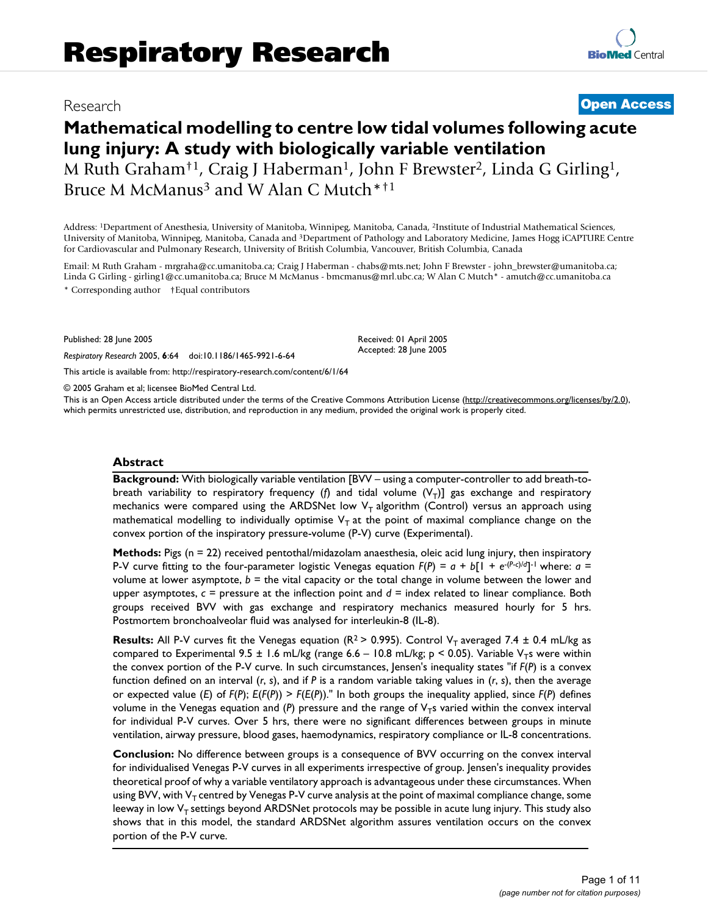Research

**Open Access**

# Mathematical modelling to centre low tidal volumes following acute lung injury: A study with biologically variable ventilation

M Ruth Graham[†1], Craig J Haberman[1], John F Brewster[2], Linda G Girling[1], Bruce M McManus[3] and W Alan C Mutch*[†1]

Address: [1]Department of Anesthesia, University of Manitoba, Winnipeg, Manitoba, Canada, [2]Institute of Industrial Mathematical Sciences, University of Manitoba, Winnipeg, Manitoba, Canada and [3]Department of Pathology and Laboratory Medicine, James Hogg iCAPTURE Centre for Cardiovascular and Pulmonary Research, University of British Columbia, Vancouver, British Columbia, Canada

Email: M Ruth Graham - mrgraha@cc.umanitoba.ca; Craig J Haberman - chabs@mts.net; John F Brewster - john_brewster@umanitoba.ca; Linda G Girling - girling1@cc.umanitoba.ca; Bruce M McManus - bmcmanus@mrl.ubc.ca; W Alan C Mutch* - amutch@cc.umanitoba.ca

\* Corresponding author †Equal contributors

Published: 28 June 2005

*Respiratory Research* 2005, **6**:64 doi:10.1186/1465-9921-6-64

Received: 01 April 2005
Accepted: 28 June 2005

This article is available from: http://respiratory-research.com/content/6/1/64

© 2005 Graham et al; licensee BioMed Central Ltd.

This is an Open Access article distributed under the terms of the Creative Commons Attribution License (http://creativecommons.org/licenses/by/2.0), which permits unrestricted use, distribution, and reproduction in any medium, provided the original work is properly cited.

## Abstract

**Background:** With biologically variable ventilation [BVV – using a computer-controller to add breath-to-breath variability to respiratory frequency (*f*) and tidal volume ($V_T$)] gas exchange and respiratory mechanics were compared using the ARDSNet low $V_T$ algorithm (Control) versus an approach using mathematical modelling to individually optimise $V_T$ at the point of maximal compliance change on the convex portion of the inspiratory pressure-volume (P-V) curve (Experimental).

**Methods:** Pigs (n = 22) received pentothal/midazolam anaesthesia, oleic acid lung injury, then inspiratory P-V curve fitting to the four-parameter logistic Venegas equation $F(P) = a + b[1 + e^{-(P-c)/d}]^{-1}$ where: $a$ = volume at lower asymptote, $b$ = the vital capacity or the total change in volume between the lower and upper asymptotes, $c$ = pressure at the inflection point and $d$ = index related to linear compliance. Both groups received BVV with gas exchange and respiratory mechanics measured hourly for 5 hrs. Postmortem bronchoalveolar fluid was analysed for interleukin-8 (IL-8).

**Results:** All P-V curves fit the Venegas equation ($R^2 > 0.995$). Control $V_T$ averaged 7.4 ± 0.4 mL/kg as compared to Experimental 9.5 ± 1.6 mL/kg (range 6.6 – 10.8 mL/kg; $p < 0.05$). Variable $V_T$s were within the convex portion of the P-V curve. In such circumstances, Jensen's inequality states "if $F(P)$ is a convex function defined on an interval ($r$, $s$), and if $P$ is a random variable taking values in ($r$, $s$), then the average or expected value ($E$) of $F(P)$; $E(F(P)) > F(E(P))$." In both groups the inequality applied, since $F(P)$ defines volume in the Venegas equation and ($P$) pressure and the range of $V_T$s varied within the convex interval for individual P-V curves. Over 5 hrs, there were no significant differences between groups in minute ventilation, airway pressure, blood gases, haemodynamics, respiratory compliance or IL-8 concentrations.

**Conclusion:** No difference between groups is a consequence of BVV occurring on the convex interval for individualised Venegas P-V curves in all experiments irrespective of group. Jensen's inequality provides theoretical proof of why a variable ventilatory approach is advantageous under these circumstances. When using BVV, with $V_T$ centred by Venegas P-V curve analysis at the point of maximal compliance change, some leeway in low $V_T$ settings beyond ARDSNet protocols may be possible in acute lung injury. This study also shows that in this model, the standard ARDSNet algorithm assures ventilation occurs on the convex portion of the P-V curve.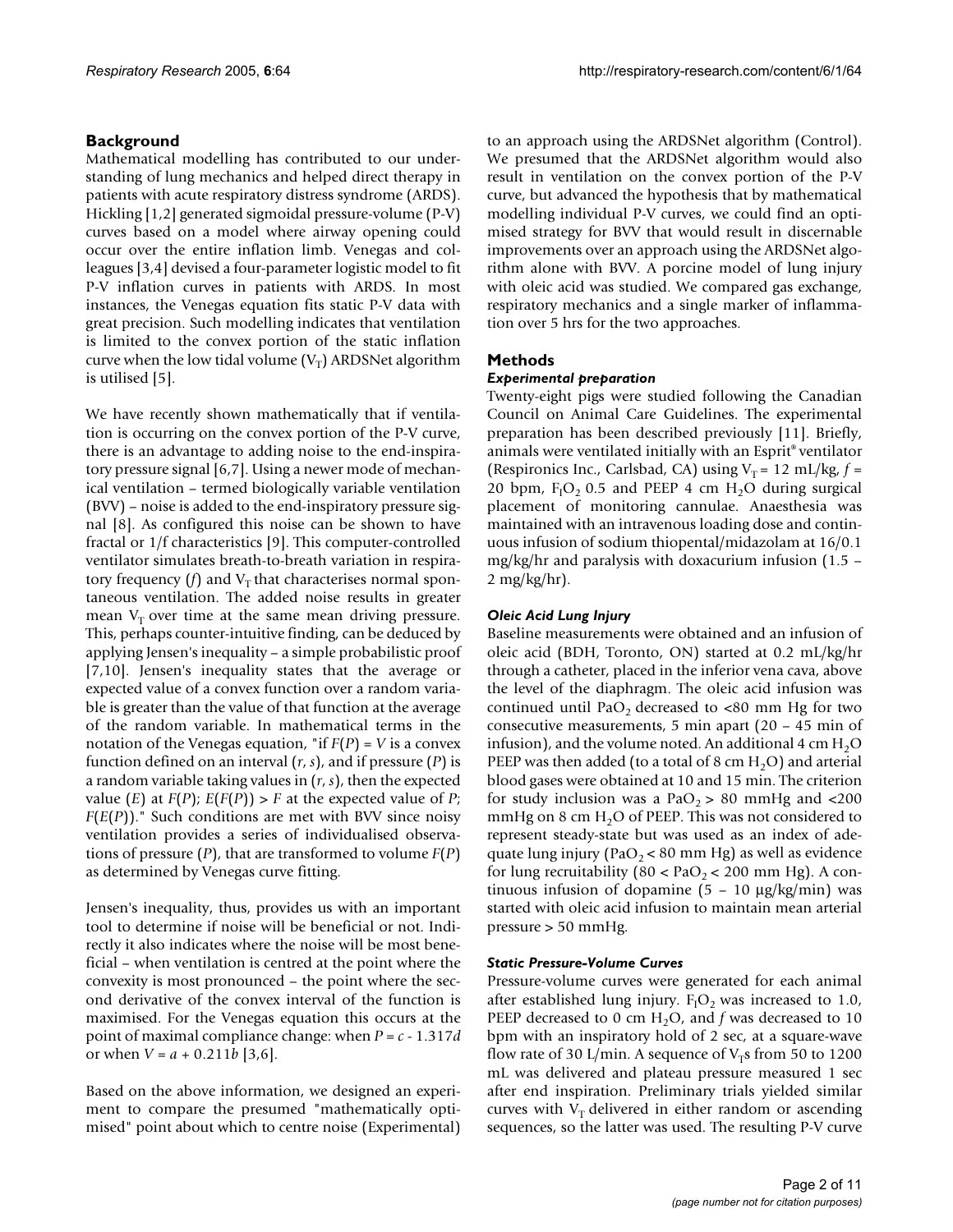## Background

Mathematical modelling has contributed to our understanding of lung mechanics and helped direct therapy in patients with acute respiratory distress syndrome (ARDS). Hickling [1,2] generated sigmoidal pressure-volume (P-V) curves based on a model where airway opening could occur over the entire inflation limb. Venegas and colleagues [3,4] devised a four-parameter logistic model to fit P-V inflation curves in patients with ARDS. In most instances, the Venegas equation fits static P-V data with great precision. Such modelling indicates that ventilation is limited to the convex portion of the static inflation curve when the low tidal volume ($V_T$) ARDSNet algorithm is utilised [5].

We have recently shown mathematically that if ventilation is occurring on the convex portion of the P-V curve, there is an advantage to adding noise to the end-inspiratory pressure signal [6,7]. Using a newer mode of mechanical ventilation – termed biologically variable ventilation (BVV) – noise is added to the end-inspiratory pressure signal [8]. As configured this noise can be shown to have fractal or 1/f characteristics [9]. This computer-controlled ventilator simulates breath-to-breath variation in respiratory frequency ($f$) and $V_T$ that characterises normal spontaneous ventilation. The added noise results in greater mean $V_T$ over time at the same mean driving pressure. This, perhaps counter-intuitive finding, can be deduced by applying Jensen's inequality – a simple probabilistic proof [7,10]. Jensen's inequality states that the average or expected value of a convex function over a random variable is greater than the value of that function at the average of the random variable. In mathematical terms in the notation of the Venegas equation, "if $F(P) = V$ is a convex function defined on an interval $(r, s)$, and if pressure $(P)$ is a random variable taking values in $(r, s)$, then the expected value $(E)$ at $F(P)$; $E(F(P)) > F$ at the expected value of $P$; $F(E(P))$." Such conditions are met with BVV since noisy ventilation provides a series of individualised observations of pressure $(P)$, that are transformed to volume $F(P)$ as determined by Venegas curve fitting.

Jensen's inequality, thus, provides us with an important tool to determine if noise will be beneficial or not. Indirectly it also indicates where the noise will be most beneficial – when ventilation is centred at the point where the convexity is most pronounced – the point where the second derivative of the convex interval of the function is maximised. For the Venegas equation this occurs at the point of maximal compliance change: when $P = c - 1.317d$ or when $V = a + 0.211b$ [3,6].

Based on the above information, we designed an experiment to compare the presumed "mathematically optimised" point about which to centre noise (Experimental) to an approach using the ARDSNet algorithm (Control). We presumed that the ARDSNet algorithm would also result in ventilation on the convex portion of the P-V curve, but advanced the hypothesis that by mathematical modelling individual P-V curves, we could find an optimised strategy for BVV that would result in discernable improvements over an approach using the ARDSNet algorithm alone with BVV. A porcine model of lung injury with oleic acid was studied. We compared gas exchange, respiratory mechanics and a single marker of inflammation over 5 hrs for the two approaches.

## Methods

### *Experimental preparation*

Twenty-eight pigs were studied following the Canadian Council on Animal Care Guidelines. The experimental preparation has been described previously [11]. Briefly, animals were ventilated initially with an Esprit® ventilator (Respironics Inc., Carlsbad, CA) using $V_T$ = 12 mL/kg, $f$ = 20 bpm, $F_IO_2$ 0.5 and PEEP 4 cm $H_2O$ during surgical placement of monitoring cannulae. Anaesthesia was maintained with an intravenous loading dose and continuous infusion of sodium thiopental/midazolam at 16/0.1 mg/kg/hr and paralysis with doxacurium infusion (1.5 – 2 mg/kg/hr).

### *Oleic Acid Lung Injury*

Baseline measurements were obtained and an infusion of oleic acid (BDH, Toronto, ON) started at 0.2 mL/kg/hr through a catheter, placed in the inferior vena cava, above the level of the diaphragm. The oleic acid infusion was continued until $PaO_2$ decreased to <80 mm Hg for two consecutive measurements, 5 min apart (20 – 45 min of infusion), and the volume noted. An additional 4 cm $H_2O$ PEEP was then added (to a total of 8 cm $H_2O$) and arterial blood gases were obtained at 10 and 15 min. The criterion for study inclusion was a $PaO_2$ > 80 mmHg and <200 mmHg on 8 cm $H_2O$ of PEEP. This was not considered to represent steady-state but was used as an index of adequate lung injury ($PaO_2$ < 80 mm Hg) as well as evidence for lung recruitability (80 < $PaO_2$ < 200 mm Hg). A continuous infusion of dopamine (5 – 10 μg/kg/min) was started with oleic acid infusion to maintain mean arterial pressure > 50 mmHg.

### *Static Pressure-Volume Curves*

Pressure-volume curves were generated for each animal after established lung injury. $F_IO_2$ was increased to 1.0, PEEP decreased to 0 cm $H_2O$, and $f$ was decreased to 10 bpm with an inspiratory hold of 2 sec, at a square-wave flow rate of 30 L/min. A sequence of $V_T$s from 50 to 1200 mL was delivered and plateau pressure measured 1 sec after end inspiration. Preliminary trials yielded similar curves with $V_T$ delivered in either random or ascending sequences, so the latter was used. The resulting P-V curve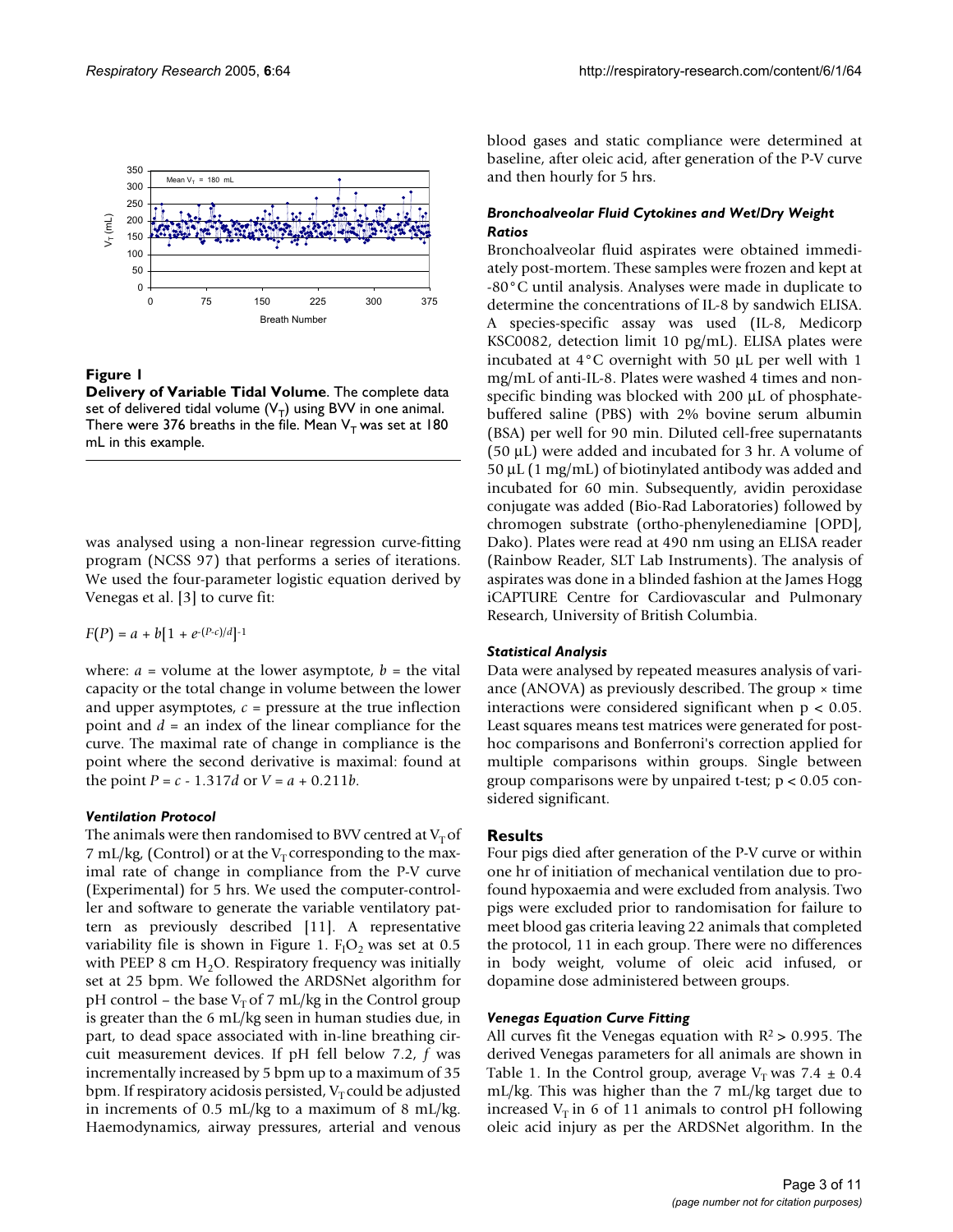**Figure 1**

**Delivery of Variable Tidal Volume**. The complete data set of delivered tidal volume ($V_T$) using BVV in one animal. There were 376 breaths in the file. Mean $V_T$ was set at 180 mL in this example.

was analysed using a non-linear regression curve-fitting program (NCSS 97) that performs a series of iterations. We used the four-parameter logistic equation derived by Venegas et al. [3] to curve fit:

$$F(P) = a + b[1 + e^{-(P-c)/d}]^{-1}$$

where: $a$ = volume at the lower asymptote, $b$ = the vital capacity or the total change in volume between the lower and upper asymptotes, $c$ = pressure at the true inflection point and $d$ = an index of the linear compliance for the curve. The maximal rate of change in compliance is the point where the second derivative is maximal: found at the point $P = c - 1.317d$ or $V = a + 0.211b$.

### *Ventilation Protocol*

The animals were then randomised to BVV centred at $V_T$ of 7 mL/kg, (Control) or at the $V_T$ corresponding to the maximal rate of change in compliance from the P-V curve (Experimental) for 5 hrs. We used the computer-controller and software to generate the variable ventilatory pattern as previously described [11]. A representative variability file is shown in Figure 1. $F_IO_2$ was set at 0.5 with PEEP 8 cm $H_2O$. Respiratory frequency was initially set at 25 bpm. We followed the ARDSNet algorithm for pH control – the base $V_T$ of 7 mL/kg in the Control group is greater than the 6 mL/kg seen in human studies due, in part, to dead space associated with in-line breathing circuit measurement devices. If pH fell below 7.2, $f$ was incrementally increased by 5 bpm up to a maximum of 35 bpm. If respiratory acidosis persisted, $V_T$ could be adjusted in increments of 0.5 mL/kg to a maximum of 8 mL/kg. Haemodynamics, airway pressures, arterial and venous blood gases and static compliance were determined at baseline, after oleic acid, after generation of the P-V curve and then hourly for 5 hrs.

### *Bronchoalveolar Fluid Cytokines and Wet/Dry Weight Ratios*

Bronchoalveolar fluid aspirates were obtained immediately post-mortem. These samples were frozen and kept at -80°C until analysis. Analyses were made in duplicate to determine the concentrations of IL-8 by sandwich ELISA. A species-specific assay was used (IL-8, Medicorp KSC0082, detection limit 10 pg/mL). ELISA plates were incubated at 4°C overnight with 50 µL per well with 1 mg/mL of anti-IL-8. Plates were washed 4 times and non-specific binding was blocked with 200 µL of phosphate-buffered saline (PBS) with 2% bovine serum albumin (BSA) per well for 90 min. Diluted cell-free supernatants (50 µL) were added and incubated for 3 hr. A volume of 50 µL (1 mg/mL) of biotinylated antibody was added and incubated for 60 min. Subsequently, avidin peroxidase conjugate was added (Bio-Rad Laboratories) followed by chromogen substrate (ortho-phenylenediamine [OPD], Dako). Plates were read at 490 nm using an ELISA reader (Rainbow Reader, SLT Lab Instruments). The analysis of aspirates was done in a blinded fashion at the James Hogg iCAPTURE Centre for Cardiovascular and Pulmonary Research, University of British Columbia.

### *Statistical Analysis*

Data were analysed by repeated measures analysis of variance (ANOVA) as previously described. The group × time interactions were considered significant when $p < 0.05$. Least squares means test matrices were generated for post-hoc comparisons and Bonferroni's correction applied for multiple comparisons within groups. Single between group comparisons were by unpaired t-test; $p < 0.05$ considered significant.

## Results

Four pigs died after generation of the P-V curve or within one hr of initiation of mechanical ventilation due to profound hypoxaemia and were excluded from analysis. Two pigs were excluded prior to randomisation for failure to meet blood gas criteria leaving 22 animals that completed the protocol, 11 in each group. There were no differences in body weight, volume of oleic acid infused, or dopamine dose administered between groups.

### *Venegas Equation Curve Fitting*

All curves fit the Venegas equation with $R^2 > 0.995$. The derived Venegas parameters for all animals are shown in Table 1. In the Control group, average $V_T$ was 7.4 ± 0.4 mL/kg. This was higher than the 7 mL/kg target due to increased $V_T$ in 6 of 11 animals to control pH following oleic acid injury as per the ARDSNet algorithm. In the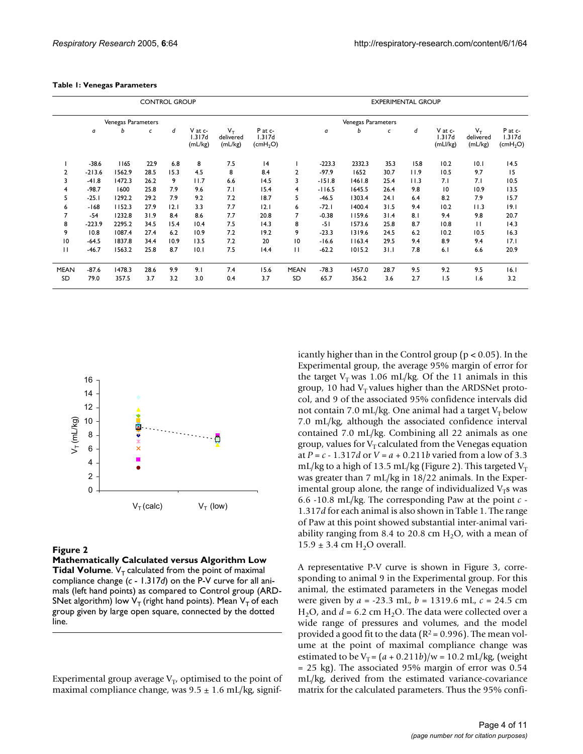**Table 1: Venegas Parameters**

| CONTROL GROUP | | | | | | | | EXPERIMENTAL GROUP | | | | | | | |
|---|---|---|---|---|---|---|---|---|---|---|---|---|---|---|---|
| | Venegas Parameters | | | | | | | | Venegas Parameters | | | | | | |
| | $a$ | $b$ | $c$ | $d$ | V at c-1.317d (mL/kg) | $V_T$ delivered (mL/kg) | P at c-1.317d ($cmH_2O$) | | $a$ | $b$ | $c$ | $d$ | V at c-1.317d (mLl/kg) | $V_T$ delivered (mL/kg) | P at c-1.317d ($cmH_2O$) |
| 1 | -38.6 | 1165 | 22.9 | 6.8 | 8 | 7.5 | 14 | 1 | -223.3 | 2332.3 | 35.3 | 15.8 | 10.2 | 10.1 | 14.5 |
| 2 | -213.6 | 1562.9 | 28.5 | 15.3 | 4.5 | 8 | 8.4 | 2 | -97.9 | 1652 | 30.7 | 11.9 | 10.5 | 9.7 | 15 |
| 3 | -41.8 | 1472.3 | 26.2 | 9 | 11.7 | 6.6 | 14.5 | 3 | -151.8 | 1461.8 | 25.4 | 11.3 | 7.1 | 7.1 | 10.5 |
| 4 | -98.7 | 1600 | 25.8 | 7.9 | 9.6 | 7.1 | 15.4 | 4 | -116.5 | 1645.5 | 26.4 | 9.8 | 10 | 10.9 | 13.5 |
| 5 | -25.1 | 1292.2 | 29.2 | 7.9 | 9.2 | 7.2 | 18.7 | 5 | -46.5 | 1303.4 | 24.1 | 6.4 | 8.2 | 7.9 | 15.7 |
| 6 | -168 | 1152.3 | 27.9 | 12.1 | 3.3 | 7.7 | 12.1 | 6 | -72.1 | 1400.4 | 31.5 | 9.4 | 10.2 | 11.3 | 19.1 |
| 7 | -54 | 1232.8 | 31.9 | 8.4 | 8.6 | 7.7 | 20.8 | 7 | -0.38 | 1159.6 | 31.4 | 8.1 | 9.4 | 9.8 | 20.7 |
| 8 | -223.9 | 2295.2 | 34.5 | 15.4 | 10.4 | 7.5 | 14.3 | 8 | -51 | 1573.6 | 25.8 | 8.7 | 10.8 | 11 | 14.3 |
| 9 | 10.8 | 1087.4 | 27.4 | 6.2 | 10.9 | 7.2 | 19.2 | 9 | -23.3 | 1319.6 | 24.5 | 6.2 | 10.2 | 10.5 | 16.3 |
| 10 | -64.5 | 1837.8 | 34.4 | 10.9 | 13.5 | 7.2 | 20 | 10 | -16.6 | 1163.4 | 29.5 | 9.4 | 8.9 | 9.4 | 17.1 |
| 11 | -46.7 | 1563.2 | 25.8 | 8.7 | 10.1 | 7.5 | 14.4 | 11 | -62.2 | 1015.2 | 31.1 | 7.8 | 6.1 | 6.6 | 20.9 |
| MEAN | -87.6 | 1478.3 | 28.6 | 9.9 | 9.1 | 7.4 | 15.6 | MEAN | -78.3 | 1457.0 | 28.7 | 9.5 | 9.2 | 9.5 | 16.1 |
| SD | 79.0 | 357.5 | 3.7 | 3.2 | 3.0 | 0.4 | 3.7 | SD | 65.7 | 356.2 | 3.6 | 2.7 | 1.5 | 1.6 | 3.2 |

**Figure 2**

**Mathematically Calculated versus Algorithm Low Tidal Volume**. $V_T$ calculated from the point of maximal compliance change ($c$ - 1.317$d$) on the P-V curve for all animals (left hand points) as compared to Control group (ARDSNet algorithm) low $V_T$ (right hand points). Mean $V_T$ of each group given by large open square, connected by the dotted line.

Experimental group average $V_T$, optimised to the point of maximal compliance change, was 9.5 ± 1.6 mL/kg, significantly higher than in the Control group ($p < 0.05$). In the Experimental group, the average 95% margin of error for the target $V_T$ was 1.06 mL/kg. Of the 11 animals in this group, 10 had $V_T$ values higher than the ARDSNet protocol, and 9 of the associated 95% confidence intervals did not contain 7.0 mL/kg. One animal had a target $V_T$ below 7.0 mL/kg, although the associated confidence interval contained 7.0 mL/kg. Combining all 22 animals as one group, values for $V_T$ calculated from the Venegas equation at $P = c - 1.317d$ or $V = a + 0.211b$ varied from a low of 3.3 mL/kg to a high of 13.5 mL/kg (Figure 2). This targeted $V_T$ was greater than 7 mL/kg in 18/22 animals. In the Experimental group alone, the range of individualized $V_T$s was 6.6 -10.8 mL/kg. The corresponding Paw at the point $c$ - 1.317$d$ for each animal is also shown in Table 1. The range of Paw at this point showed substantial inter-animal variability ranging from 8.4 to 20.8 cm $H_2O$, with a mean of 15.9 ± 3.4 cm $H_2O$ overall.

A representative P-V curve is shown in Figure 3, corresponding to animal 9 in the Experimental group. For this animal, the estimated parameters in the Venegas model were given by $a$ = -23.3 mL, $b$ = 1319.6 mL, $c$ = 24.5 cm $H_2O$, and $d$ = 6.2 cm $H_2O$. The data were collected over a wide range of pressures and volumes, and the model provided a good fit to the data ($R^2$ = 0.996). The mean volume at the point of maximal compliance change was estimated to be $V_T = (a + 0.211b)/w$ = 10.2 mL/kg, (weight = 25 kg). The associated 95% margin of error was 0.54 mL/kg, derived from the estimated variance-covariance matrix for the calculated parameters. Thus the 95% confi-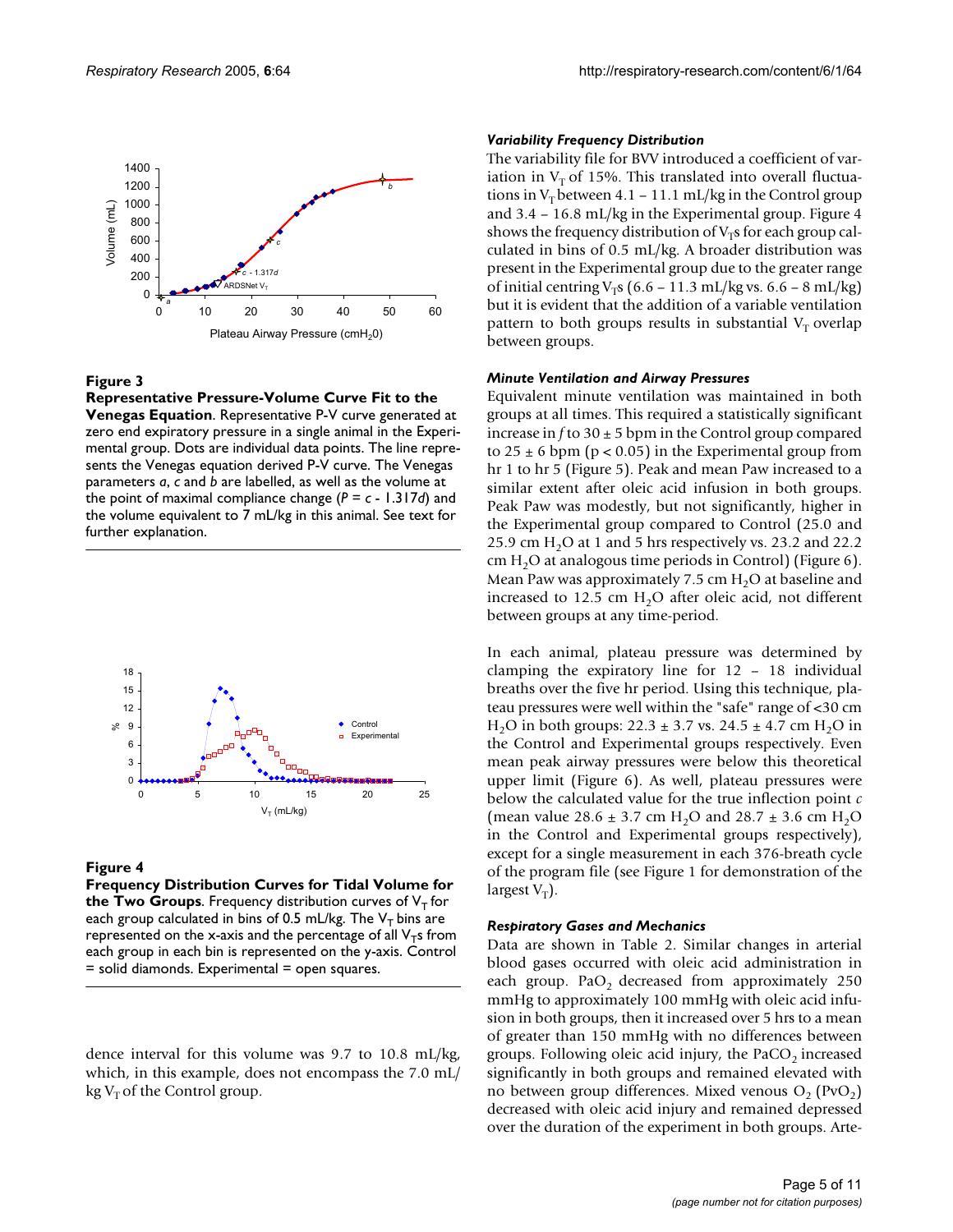**Figure 3**

**Representative Pressure-Volume Curve Fit to the Venegas Equation**. Representative P-V curve generated at zero end expiratory pressure in a single animal in the Experimental group. Dots are individual data points. The line represents the Venegas equation derived P-V curve. The Venegas parameters *a*, *c* and *b* are labelled, as well as the volume at the point of maximal compliance change ($P = c - 1.317d$) and the volume equivalent to 7 mL/kg in this animal. See text for further explanation.

**Figure 4**

**Frequency Distribution Curves for Tidal Volume for the Two Groups**. Frequency distribution curves of $V_T$ for each group calculated in bins of 0.5 mL/kg. The $V_T$ bins are represented on the x-axis and the percentage of all $V_T$s from each group in each bin is represented on the y-axis. Control = solid diamonds. Experimental = open squares.

dence interval for this volume was 9.7 to 10.8 mL/kg, which, in this example, does not encompass the 7.0 mL/kg $V_T$ of the Control group.

#### *Variability Frequency Distribution*

The variability file for BVV introduced a coefficient of variation in $V_T$ of 15%. This translated into overall fluctuations in $V_T$ between 4.1 – 11.1 mL/kg in the Control group and 3.4 – 16.8 mL/kg in the Experimental group. Figure 4 shows the frequency distribution of $V_T$s for each group calculated in bins of 0.5 mL/kg. A broader distribution was present in the Experimental group due to the greater range of initial centring $V_T$s (6.6 – 11.3 mL/kg vs. 6.6 – 8 mL/kg) but it is evident that the addition of a variable ventilation pattern to both groups results in substantial $V_T$ overlap between groups.

#### *Minute Ventilation and Airway Pressures*

Equivalent minute ventilation was maintained in both groups at all times. This required a statistically significant increase in *f* to 30 ± 5 bpm in the Control group compared to 25 ± 6 bpm ($p < 0.05$) in the Experimental group from hr 1 to hr 5 (Figure 5). Peak and mean Paw increased to a similar extent after oleic acid infusion in both groups. Peak Paw was modestly, but not significantly, higher in the Experimental group compared to Control (25.0 and 25.9 cm $H_2O$ at 1 and 5 hrs respectively vs. 23.2 and 22.2 cm $H_2O$ at analogous time periods in Control) (Figure 6). Mean Paw was approximately 7.5 cm $H_2O$ at baseline and increased to 12.5 cm $H_2O$ after oleic acid, not different between groups at any time-period.

In each animal, plateau pressure was determined by clamping the expiratory line for 12 – 18 individual breaths over the five hr period. Using this technique, plateau pressures were well within the "safe" range of <30 cm $H_2O$ in both groups: 22.3 ± 3.7 vs. 24.5 ± 4.7 cm $H_2O$ in the Control and Experimental groups respectively. Even mean peak airway pressures were below this theoretical upper limit (Figure 6). As well, plateau pressures were below the calculated value for the true inflection point *c* (mean value 28.6 ± 3.7 cm $H_2O$ and 28.7 ± 3.6 cm $H_2O$ in the Control and Experimental groups respectively), except for a single measurement in each 376-breath cycle of the program file (see Figure 1 for demonstration of the largest $V_T$).

#### *Respiratory Gases and Mechanics*

Data are shown in Table 2. Similar changes in arterial blood gases occurred with oleic acid administration in each group. $PaO_2$ decreased from approximately 250 mmHg to approximately 100 mmHg with oleic acid infusion in both groups, then it increased over 5 hrs to a mean of greater than 150 mmHg with no differences between groups. Following oleic acid injury, the $PaCO_2$ increased significantly in both groups and remained elevated with no between group differences. Mixed venous $O_2$ ($PvO_2$) decreased with oleic acid injury and remained depressed over the duration of the experiment in both groups. Arte-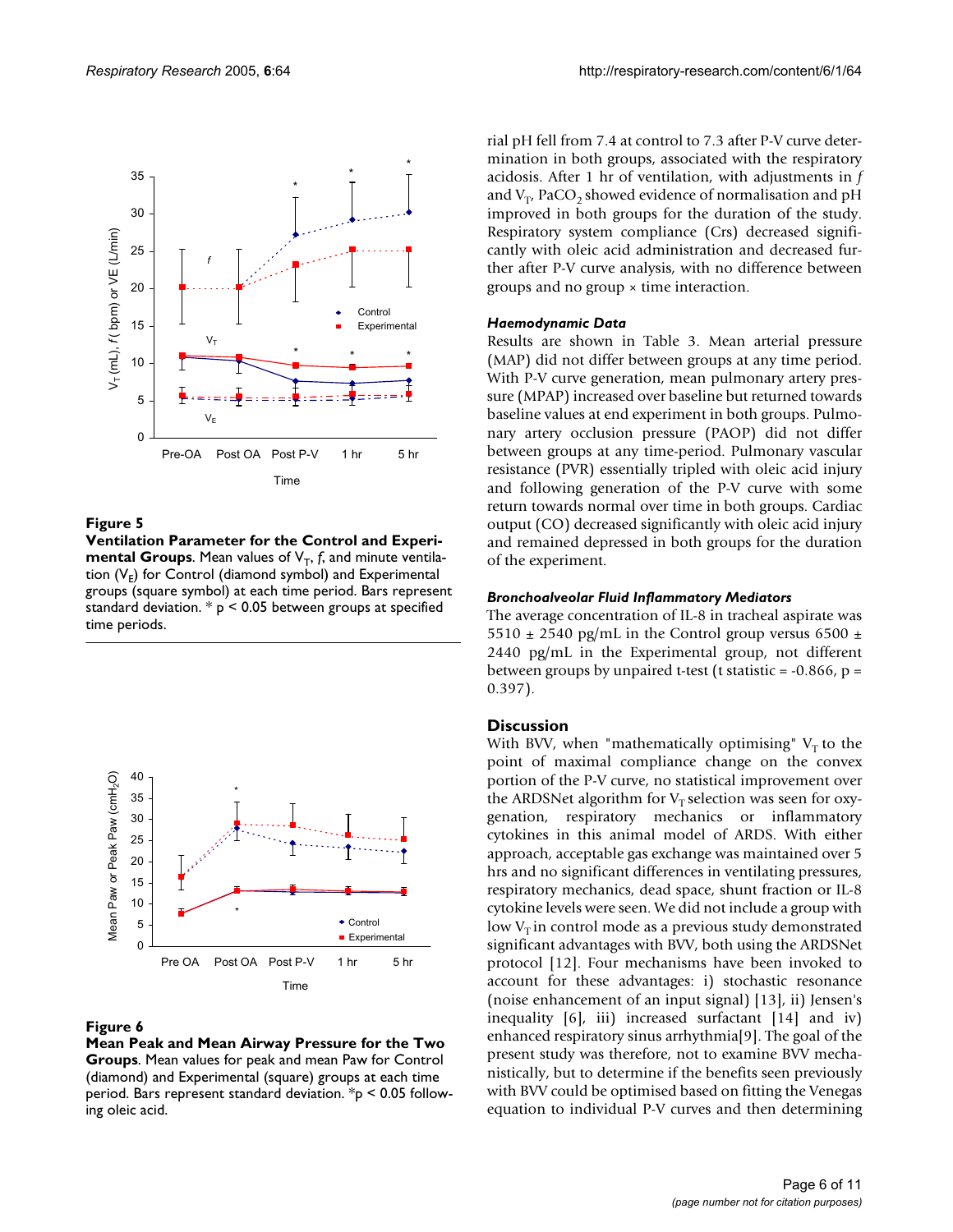**Figure 5**

**Ventilation Parameter for the Control and Experimental Groups**. Mean values of $V_T$, *f*, and minute ventilation ($V_E$) for Control (diamond symbol) and Experimental groups (square symbol) at each time period. Bars represent standard deviation. * p < 0.05 between groups at specified time periods.

**Figure 6**

**Mean Peak and Mean Airway Pressure for the Two Groups**. Mean values for peak and mean Paw for Control (diamond) and Experimental (square) groups at each time period. Bars represent standard deviation. *p < 0.05 following oleic acid.

rial pH fell from 7.4 at control to 7.3 after P-V curve determination in both groups, associated with the respiratory acidosis. After 1 hr of ventilation, with adjustments in *f* and $V_T$, $PaCO_2$ showed evidence of normalisation and pH improved in both groups for the duration of the study. Respiratory system compliance (Crs) decreased significantly with oleic acid administration and decreased further after P-V curve analysis, with no difference between groups and no group × time interaction.

### Haemodynamic Data

Results are shown in Table 3. Mean arterial pressure (MAP) did not differ between groups at any time period. With P-V curve generation, mean pulmonary artery pressure (MPAP) increased over baseline but returned towards baseline values at end experiment in both groups. Pulmonary artery occlusion pressure (PAOP) did not differ between groups at any time-period. Pulmonary vascular resistance (PVR) essentially tripled with oleic acid injury and following generation of the P-V curve with some return towards normal over time in both groups. Cardiac output (CO) decreased significantly with oleic acid injury and remained depressed in both groups for the duration of the experiment.

### Bronchoalveolar Fluid Inflammatory Mediators

The average concentration of IL-8 in tracheal aspirate was 5510 ± 2540 pg/mL in the Control group versus 6500 ± 2440 pg/mL in the Experimental group, not different between groups by unpaired t-test (t statistic = -0.866, p = 0.397).

## Discussion

With BVV, when "mathematically optimising" $V_T$ to the point of maximal compliance change on the convex portion of the P-V curve, no statistical improvement over the ARDSNet algorithm for $V_T$ selection was seen for oxygenation, respiratory mechanics or inflammatory cytokines in this animal model of ARDS. With either approach, acceptable gas exchange was maintained over 5 hrs and no significant differences in ventilating pressures, respiratory mechanics, dead space, shunt fraction or IL-8 cytokine levels were seen. We did not include a group with low $V_T$ in control mode as a previous study demonstrated significant advantages with BVV, both using the ARDSNet protocol [12]. Four mechanisms have been invoked to account for these advantages: i) stochastic resonance (noise enhancement of an input signal) [13], ii) Jensen's inequality [6], iii) increased surfactant [14] and iv) enhanced respiratory sinus arrhythmia[9]. The goal of the present study was therefore, not to examine BVV mechanistically, but to determine if the benefits seen previously with BVV could be optimised based on fitting the Venegas equation to individual P-V curves and then determining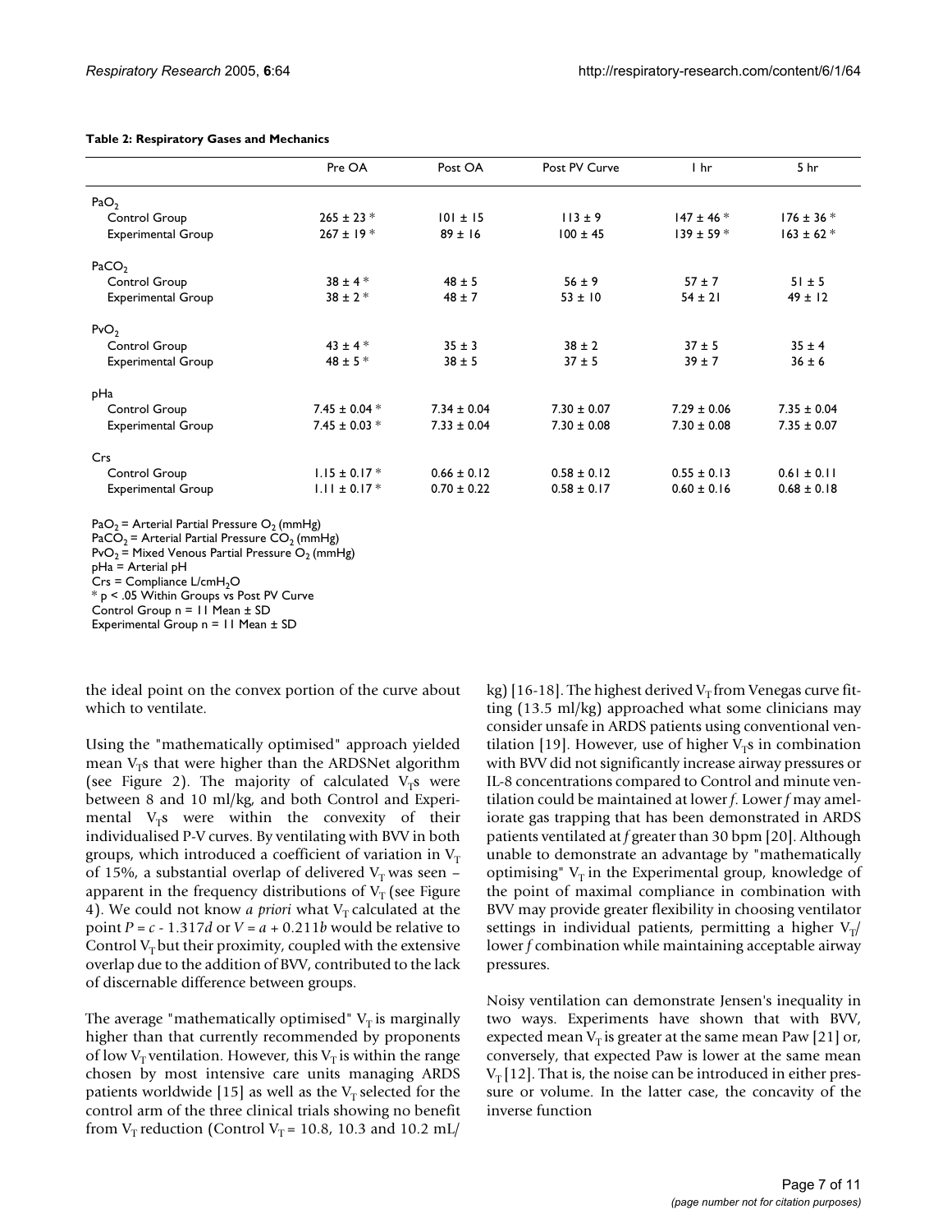**Table 2: Respiratory Gases and Mechanics**

| | Pre OA | Post OA | Post PV Curve | 1 hr | 5 hr |
|---|---|---|---|---|---|
| $PaO_2$ | | | | | |
| Control Group | 265 ± 23 * | 101 ± 15 | 113 ± 9 | 147 ± 46 * | 176 ± 36 * |
| Experimental Group | 267 ± 19 * | 89 ± 16 | 100 ± 45 | 139 ± 59 * | 163 ± 62 * |
| $PaCO_2$ | | | | | |
| Control Group | 38 ± 4 * | 48 ± 5 | 56 ± 9 | 57 ± 7 | 51 ± 5 |
| Experimental Group | 38 ± 2 * | 48 ± 7 | 53 ± 10 | 54 ± 21 | 49 ± 12 |
| $PvO_2$ | | | | | |
| Control Group | 43 ± 4 * | 35 ± 3 | 38 ± 2 | 37 ± 5 | 35 ± 4 |
| Experimental Group | 48 ± 5 * | 38 ± 5 | 37 ± 5 | 39 ± 7 | 36 ± 6 |
| pHa | | | | | |
| Control Group | 7.45 ± 0.04 * | 7.34 ± 0.04 | 7.30 ± 0.07 | 7.29 ± 0.06 | 7.35 ± 0.04 |
| Experimental Group | 7.45 ± 0.03 * | 7.33 ± 0.04 | 7.30 ± 0.08 | 7.30 ± 0.08 | 7.35 ± 0.07 |
| Crs | | | | | |
| Control Group | 1.15 ± 0.17 * | 0.66 ± 0.12 | 0.58 ± 0.12 | 0.55 ± 0.13 | 0.61 ± 0.11 |
| Experimental Group | 1.11 ± 0.17 * | 0.70 ± 0.22 | 0.58 ± 0.17 | 0.60 ± 0.16 | 0.68 ± 0.18 |

$PaO_2$ = Arterial Partial Pressure $O_2$ (mmHg)
$PaCO_2$ = Arterial Partial Pressure $CO_2$ (mmHg)
$PvO_2$ = Mixed Venous Partial Pressure $O_2$ (mmHg)
pHa = Arterial pH
Crs = Compliance L/cm$H_2O$
* $p < .05$ Within Groups vs Post PV Curve
Control Group n = 11 Mean ± SD
Experimental Group n = 11 Mean ± SD

the ideal point on the convex portion of the curve about which to ventilate.

Using the "mathematically optimised" approach yielded mean $V_T$s that were higher than the ARDSNet algorithm (see Figure 2). The majority of calculated $V_T$s were between 8 and 10 ml/kg, and both Control and Experimental $V_T$s were within the convexity of their individualised P-V curves. By ventilating with BVV in both groups, which introduced a coefficient of variation in $V_T$ of 15%, a substantial overlap of delivered $V_T$ was seen – apparent in the frequency distributions of $V_T$ (see Figure 4). We could not know *a priori* what $V_T$ calculated at the point $P = c - 1.317d$ or $V = a + 0.211b$ would be relative to Control $V_T$ but their proximity, coupled with the extensive overlap due to the addition of BVV, contributed to the lack of discernable difference between groups.

The average "mathematically optimised" $V_T$ is marginally higher than that currently recommended by proponents of low $V_T$ ventilation. However, this $V_T$ is within the range chosen by most intensive care units managing ARDS patients worldwide [15] as well as the $V_T$ selected for the control arm of the three clinical trials showing no benefit from $V_T$ reduction (Control $V_T$ = 10.8, 10.3 and 10.2 mL/kg) [16-18]. The highest derived $V_T$ from Venegas curve fitting (13.5 ml/kg) approached what some clinicians may consider unsafe in ARDS patients using conventional ventilation [19]. However, use of higher $V_T$s in combination with BVV did not significantly increase airway pressures or IL-8 concentrations compared to Control and minute ventilation could be maintained at lower *f*. Lower *f* may ameliorate gas trapping that has been demonstrated in ARDS patients ventilated at *f* greater than 30 bpm [20]. Although unable to demonstrate an advantage by "mathematically optimising" $V_T$ in the Experimental group, knowledge of the point of maximal compliance in combination with BVV may provide greater flexibility in choosing ventilator settings in individual patients, permitting a higher $V_T$/lower *f* combination while maintaining acceptable airway pressures.

Noisy ventilation can demonstrate Jensen's inequality in two ways. Experiments have shown that with BVV, expected mean $V_T$ is greater at the same mean Paw [21] or, conversely, that expected Paw is lower at the same mean $V_T$ [12]. That is, the noise can be introduced in either pressure or volume. In the latter case, the concavity of the inverse function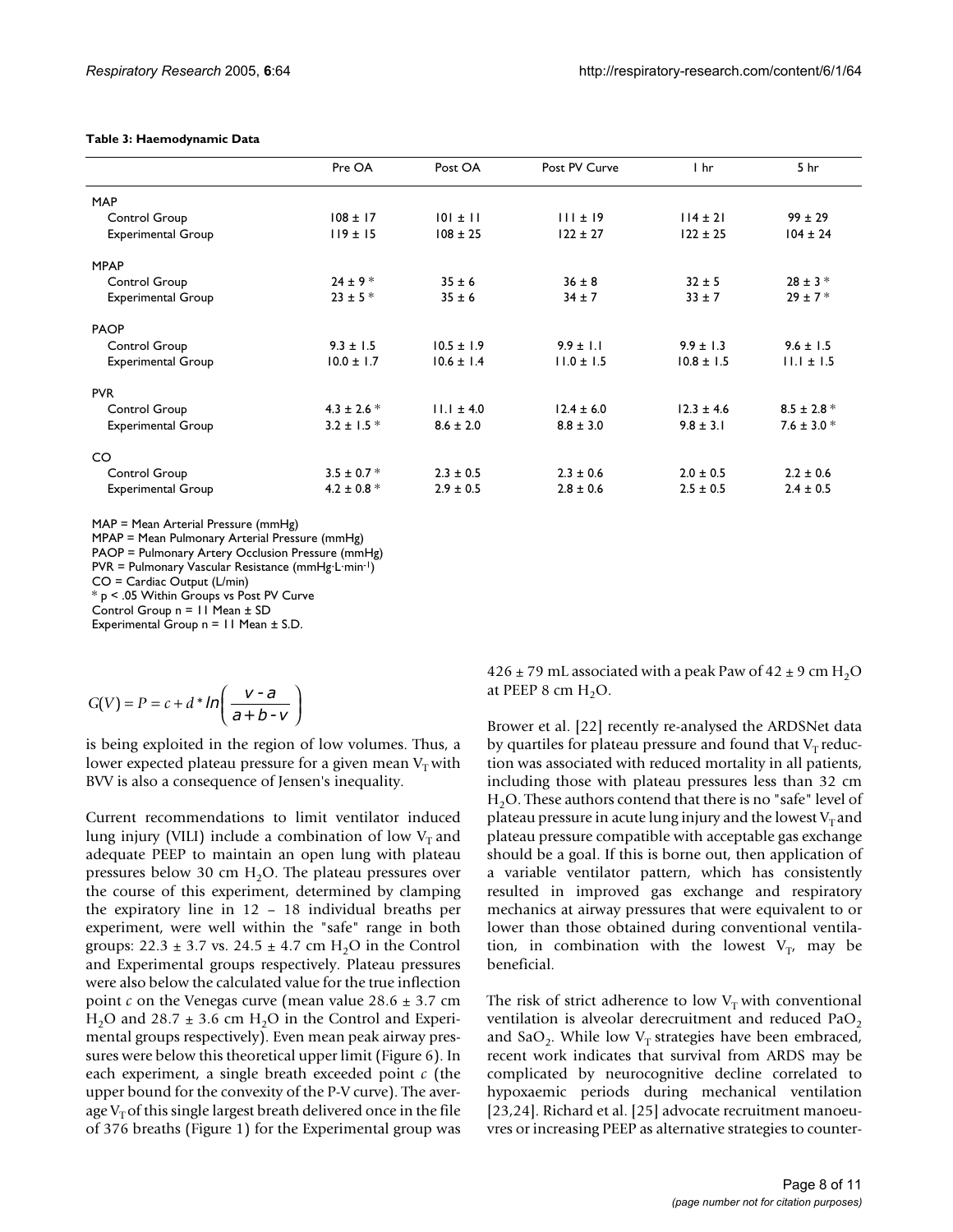**Table 3: Haemodynamic Data**

| | Pre OA | Post OA | Post PV Curve | 1 hr | 5 hr |
|---|---|---|---|---|---|
| MAP | | | | | |
| Control Group | 108 ± 17 | 101 ± 11 | 111 ± 19 | 114 ± 21 | 99 ± 29 |
| Experimental Group | 119 ± 15 | 108 ± 25 | 122 ± 27 | 122 ± 25 | 104 ± 24 |
| MPAP | | | | | |
| Control Group | 24 ± 9 * | 35 ± 6 | 36 ± 8 | 32 ± 5 | 28 ± 3 * |
| Experimental Group | 23 ± 5 * | 35 ± 6 | 34 ± 7 | 33 ± 7 | 29 ± 7 * |
| PAOP | | | | | |
| Control Group | 9.3 ± 1.5 | 10.5 ± 1.9 | 9.9 ± 1.1 | 9.9 ± 1.3 | 9.6 ± 1.5 |
| Experimental Group | 10.0 ± 1.7 | 10.6 ± 1.4 | 11.0 ± 1.5 | 10.8 ± 1.5 | 11.1 ± 1.5 |
| PVR | | | | | |
| Control Group | 4.3 ± 2.6 * | 11.1 ± 4.0 | 12.4 ± 6.0 | 12.3 ± 4.6 | 8.5 ± 2.8 * |
| Experimental Group | 3.2 ± 1.5 * | 8.6 ± 2.0 | 8.8 ± 3.0 | 9.8 ± 3.1 | 7.6 ± 3.0 * |
| CO | | | | | |
| Control Group | 3.5 ± 0.7 * | 2.3 ± 0.5 | 2.3 ± 0.6 | 2.0 ± 0.5 | 2.2 ± 0.6 |
| Experimental Group | 4.2 ± 0.8 * | 2.9 ± 0.5 | 2.8 ± 0.6 | 2.5 ± 0.5 | 2.4 ± 0.5 |

MAP = Mean Arterial Pressure (mmHg)
MPAP = Mean Pulmonary Arterial Pressure (mmHg)
PAOP = Pulmonary Artery Occlusion Pressure (mmHg)
PVR = Pulmonary Vascular Resistance ($mmHg \cdot L \cdot min^{-1}$)
CO = Cardiac Output (L/min)
* p < .05 Within Groups vs Post PV Curve
Control Group n = 11 Mean ± SD
Experimental Group n = 11 Mean ± S.D.

$$G(V) = P = c + d * \ln\left(\frac{v - a}{a + b - v}\right)$$

is being exploited in the region of low volumes. Thus, a lower expected plateau pressure for a given mean $V_T$ with BVV is also a consequence of Jensen's inequality.

Current recommendations to limit ventilator induced lung injury (VILI) include a combination of low $V_T$ and adequate PEEP to maintain an open lung with plateau pressures below 30 cm $H_2O$. The plateau pressures over the course of this experiment, determined by clamping the expiratory line in 12 – 18 individual breaths per experiment, were well within the "safe" range in both groups: 22.3 ± 3.7 vs. 24.5 ± 4.7 cm $H_2O$ in the Control and Experimental groups respectively. Plateau pressures were also below the calculated value for the true inflection point *c* on the Venegas curve (mean value 28.6 ± 3.7 cm $H_2O$ and 28.7 ± 3.6 cm $H_2O$ in the Control and Experimental groups respectively). Even mean peak airway pressures were below this theoretical upper limit (Figure 6). In each experiment, a single breath exceeded point *c* (the upper bound for the convexity of the P-V curve). The average $V_T$ of this single largest breath delivered once in the file of 376 breaths (Figure 1) for the Experimental group was 426 ± 79 mL associated with a peak Paw of 42 ± 9 cm $H_2O$ at PEEP 8 cm $H_2O$.

Brower et al. [22] recently re-analysed the ARDSNet data by quartiles for plateau pressure and found that $V_T$ reduction was associated with reduced mortality in all patients, including those with plateau pressures less than 32 cm $H_2O$. These authors contend that there is no "safe" level of plateau pressure in acute lung injury and the lowest $V_T$ and plateau pressure compatible with acceptable gas exchange should be a goal. If this is borne out, then application of a variable ventilator pattern, which has consistently resulted in improved gas exchange and respiratory mechanics at airway pressures that were equivalent to or lower than those obtained during conventional ventilation, in combination with the lowest $V_T$, may be beneficial.

The risk of strict adherence to low $V_T$ with conventional ventilation is alveolar derecruitment and reduced $PaO_2$ and $SaO_2$. While low $V_T$ strategies have been embraced, recent work indicates that survival from ARDS may be complicated by neurocognitive decline correlated to hypoxaemic periods during mechanical ventilation [23,24]. Richard et al. [25] advocate recruitment manoeuvres or increasing PEEP as alternative strategies to counter-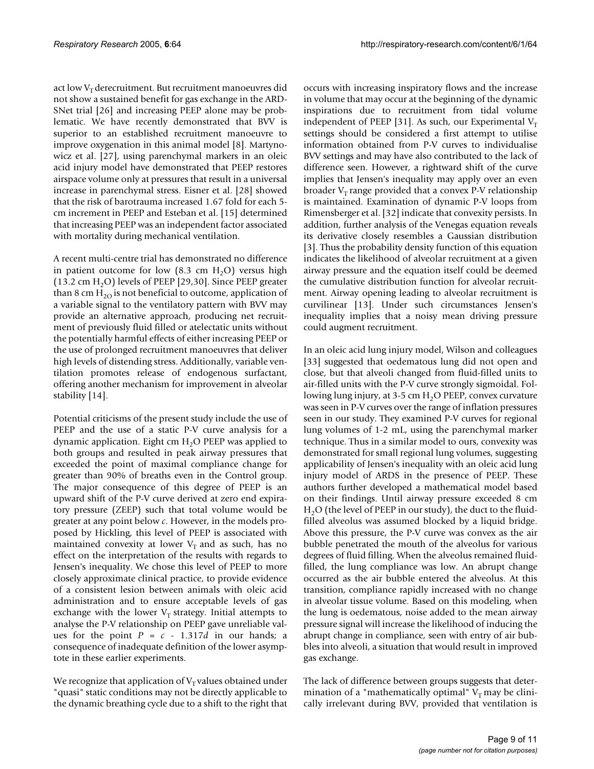act low $V_T$ derecruitment. But recruitment manoeuvres did not show a sustained benefit for gas exchange in the ARDSNet trial [26] and increasing PEEP alone may be problematic. We have recently demonstrated that BVV is superior to an established recruitment manoeuvre to improve oxygenation in this animal model [8]. Martynowicz et al. [27], using parenchymal markers in an oleic acid injury model have demonstrated that PEEP restores airspace volume only at pressures that result in a universal increase in parenchymal stress. Eisner et al. [28] showed that the risk of barotrauma increased 1.67 fold for each 5-cm increment in PEEP and Esteban et al. [15] determined that increasing PEEP was an independent factor associated with mortality during mechanical ventilation.

A recent multi-centre trial has demonstrated no difference in patient outcome for low (8.3 cm $H_2O$) versus high (13.2 cm $H_2O$) levels of PEEP [29,30]. Since PEEP greater than 8 cm $H_{2O}$ is not beneficial to outcome, application of a variable signal to the ventilatory pattern with BVV may provide an alternative approach, producing net recruitment of previously fluid filled or atelectatic units without the potentially harmful effects of either increasing PEEP or the use of prolonged recruitment manoeuvres that deliver high levels of distending stress. Additionally, variable ventilation promotes release of endogenous surfactant, offering another mechanism for improvement in alveolar stability [14].

Potential criticisms of the present study include the use of PEEP and the use of a static P-V curve analysis for a dynamic application. Eight cm $H_2O$ PEEP was applied to both groups and resulted in peak airway pressures that exceeded the point of maximal compliance change for greater than 90% of breaths even in the Control group. The major consequence of this degree of PEEP is an upward shift of the P-V curve derived at zero end expiratory pressure (ZEEP) such that total volume would be greater at any point below $c$. However, in the models proposed by Hickling, this level of PEEP is associated with maintained convexity at lower $V_T$ and as such, has no effect on the interpretation of the results with regards to Jensen's inequality. We chose this level of PEEP to more closely approximate clinical practice, to provide evidence of a consistent lesion between animals with oleic acid administration and to ensure acceptable levels of gas exchange with the lower $V_T$ strategy. Initial attempts to analyse the P-V relationship on PEEP gave unreliable values for the point $P = c - 1.317d$ in our hands; a consequence of inadequate definition of the lower asymptote in these earlier experiments.

We recognize that application of $V_T$ values obtained under "quasi" static conditions may not be directly applicable to the dynamic breathing cycle due to a shift to the right that occurs with increasing inspiratory flows and the increase in volume that may occur at the beginning of the dynamic inspirations due to recruitment from tidal volume independent of PEEP [31]. As such, our Experimental $V_T$ settings should be considered a first attempt to utilise information obtained from P-V curves to individualise BVV settings and may have also contributed to the lack of difference seen. However, a rightward shift of the curve implies that Jensen's inequality may apply over an even broader $V_T$ range provided that a convex P-V relationship is maintained. Examination of dynamic P-V loops from Rimensberger et al. [32] indicate that convexity persists. In addition, further analysis of the Venegas equation reveals its derivative closely resembles a Gaussian distribution [3]. Thus the probability density function of this equation indicates the likelihood of alveolar recruitment at a given airway pressure and the equation itself could be deemed the cumulative distribution function for alveolar recruitment. Airway opening leading to alveolar recruitment is curvilinear [13]. Under such circumstances Jensen's inequality implies that a noisy mean driving pressure could augment recruitment.

In an oleic acid lung injury model, Wilson and colleagues [33] suggested that oedematous lung did not open and close, but that alveoli changed from fluid-filled units to air-filled units with the P-V curve strongly sigmoidal. Following lung injury, at 3-5 cm $H_2O$ PEEP, convex curvature was seen in P-V curves over the range of inflation pressures seen in our study. They examined P-V curves for regional lung volumes of 1-2 mL, using the parenchymal marker technique. Thus in a similar model to ours, convexity was demonstrated for small regional lung volumes, suggesting applicability of Jensen's inequality with an oleic acid lung injury model of ARDS in the presence of PEEP. These authors further developed a mathematical model based on their findings. Until airway pressure exceeded 8 cm $H_2O$ (the level of PEEP in our study), the duct to the fluid-filled alveolus was assumed blocked by a liquid bridge. Above this pressure, the P-V curve was convex as the air bubble penetrated the mouth of the alveolus for various degrees of fluid filling. When the alveolus remained fluid-filled, the lung compliance was low. An abrupt change occurred as the air bubble entered the alveolus. At this transition, compliance rapidly increased with no change in alveolar tissue volume. Based on this modeling, when the lung is oedematous, noise added to the mean airway pressure signal will increase the likelihood of inducing the abrupt change in compliance, seen with entry of air bubbles into alveoli, a situation that would result in improved gas exchange.

The lack of difference between groups suggests that determination of a "mathematically optimal" $V_T$ may be clinically irrelevant during BVV, provided that ventilation is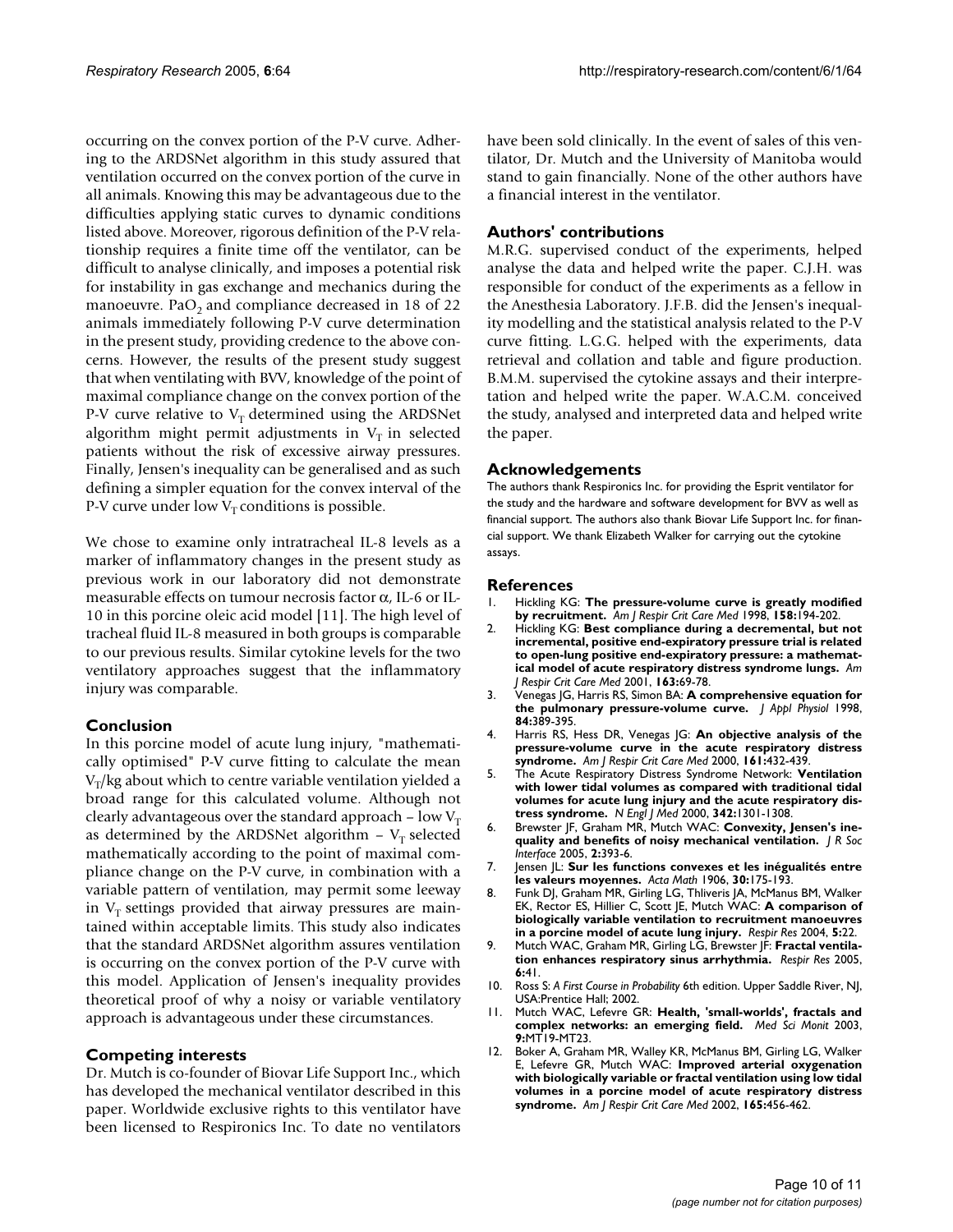occurring on the convex portion of the P-V curve. Adhering to the ARDSNet algorithm in this study assured that ventilation occurred on the convex portion of the curve in all animals. Knowing this may be advantageous due to the difficulties applying static curves to dynamic conditions listed above. Moreover, rigorous definition of the P-V relationship requires a finite time off the ventilator, can be difficult to analyse clinically, and imposes a potential risk for instability in gas exchange and mechanics during the manoeuvre. $PaO_2$ and compliance decreased in 18 of 22 animals immediately following P-V curve determination in the present study, providing credence to the above concerns. However, the results of the present study suggest that when ventilating with BVV, knowledge of the point of maximal compliance change on the convex portion of the P-V curve relative to $V_T$ determined using the ARDSNet algorithm might permit adjustments in $V_T$ in selected patients without the risk of excessive airway pressures. Finally, Jensen's inequality can be generalised and as such defining a simpler equation for the convex interval of the P-V curve under low $V_T$ conditions is possible.

We chose to examine only intratracheal IL-8 levels as a marker of inflammatory changes in the present study as previous work in our laboratory did not demonstrate measurable effects on tumour necrosis factor $\alpha$, IL-6 or IL-10 in this porcine oleic acid model [11]. The high level of tracheal fluid IL-8 measured in both groups is comparable to our previous results. Similar cytokine levels for the two ventilatory approaches suggest that the inflammatory injury was comparable.

## Conclusion

In this porcine model of acute lung injury, "mathematically optimised" P-V curve fitting to calculate the mean $V_T$/kg about which to centre variable ventilation yielded a broad range for this calculated volume. Although not clearly advantageous over the standard approach – low $V_T$ as determined by the ARDSNet algorithm – $V_T$ selected mathematically according to the point of maximal compliance change on the P-V curve, in combination with a variable pattern of ventilation, may permit some leeway in $V_T$ settings provided that airway pressures are maintained within acceptable limits. This study also indicates that the standard ARDSNet algorithm assures ventilation is occurring on the convex portion of the P-V curve with this model. Application of Jensen's inequality provides theoretical proof of why a noisy or variable ventilatory approach is advantageous under these circumstances.

## Competing interests

Dr. Mutch is co-founder of Biovar Life Support Inc., which has developed the mechanical ventilator described in this paper. Worldwide exclusive rights to this ventilator have been licensed to Respironics Inc. To date no ventilators have been sold clinically. In the event of sales of this ventilator, Dr. Mutch and the University of Manitoba would stand to gain financially. None of the other authors have a financial interest in the ventilator.

## Authors' contributions

M.R.G. supervised conduct of the experiments, helped analyse the data and helped write the paper. C.J.H. was responsible for conduct of the experiments as a fellow in the Anesthesia Laboratory. J.F.B. did the Jensen's inequality modelling and the statistical analysis related to the P-V curve fitting. L.G.G. helped with the experiments, data retrieval and collation and table and figure production. B.M.M. supervised the cytokine assays and their interpretation and helped write the paper. W.A.C.M. conceived the study, analysed and interpreted data and helped write the paper.

## Acknowledgements

The authors thank Respironics Inc. for providing the Esprit ventilator for the study and the hardware and software development for BVV as well as financial support. The authors also thank Biovar Life Support Inc. for financial support. We thank Elizabeth Walker for carrying out the cytokine assays.

## References

1. Hickling KG: **The pressure-volume curve is greatly modified by recruitment.** *Am J Respir Crit Care Med* 1998, **158:**194-202.
2. Hickling KG: **Best compliance during a decremental, but not incremental, positive end-expiratory pressure trial is related to open-lung positive end-expiratory pressure: a mathematical model of acute respiratory distress syndrome lungs.** *Am J Respir Crit Care Med* 2001, **163:**69-78.
3. Venegas JG, Harris RS, Simon BA: **A comprehensive equation for the pulmonary pressure-volume curve.** *J Appl Physiol* 1998, **84:**389-395.
4. Harris RS, Hess DR, Venegas JG: **An objective analysis of the pressure-volume curve in the acute respiratory distress syndrome.** *Am J Respir Crit Care Med* 2000, **161:**432-439.
5. The Acute Respiratory Distress Syndrome Network: **Ventilation with lower tidal volumes as compared with traditional tidal volumes for acute lung injury and the acute respiratory distress syndrome.** *N Engl J Med* 2000, **342:**1301-1308.
6. Brewster JF, Graham MR, Mutch WAC: **Convexity, Jensen's inequality and benefits of noisy mechanical ventilation.** *J R Soc Interface* 2005, **2:**393-6.
7. Jensen JL: **Sur les functions convexes et les inégalités entre les valeurs moyennes.** *Acta Math* 1906, **30:**175-193.
8. Funk DJ, Graham MR, Girling LG, Thliveris JA, McManus BM, Walker EK, Rector ES, Hillier C, Scott JE, Mutch WAC: **A comparison of biologically variable ventilation to recruitment manoeuvres in a porcine model of acute lung injury.** *Respir Res* 2004, **5:**22.
9. Mutch WAC, Graham MR, Girling LG, Brewster JF: **Fractal ventilation enhances respiratory sinus arrhythmia.** *Respir Res* 2005, **6:**41.
10. Ross S: *A First Course in Probability* 6th edition. Upper Saddle River, NJ, USA:Prentice Hall; 2002.
11. Mutch WAC, Lefevre GR: **Health, 'small-worlds', fractals and complex networks: an emerging field.** *Med Sci Monit* 2003, **9:**MT19-MT23.
12. Boker A, Graham MR, Walley KR, McManus BM, Girling LG, Walker E, Lefevre GR, Mutch WAC: **Improved arterial oxygenation with biologically variable or fractal ventilation using low tidal volumes in a porcine model of acute respiratory distress syndrome.** *Am J Respir Crit Care Med* 2002, **165:**456-462.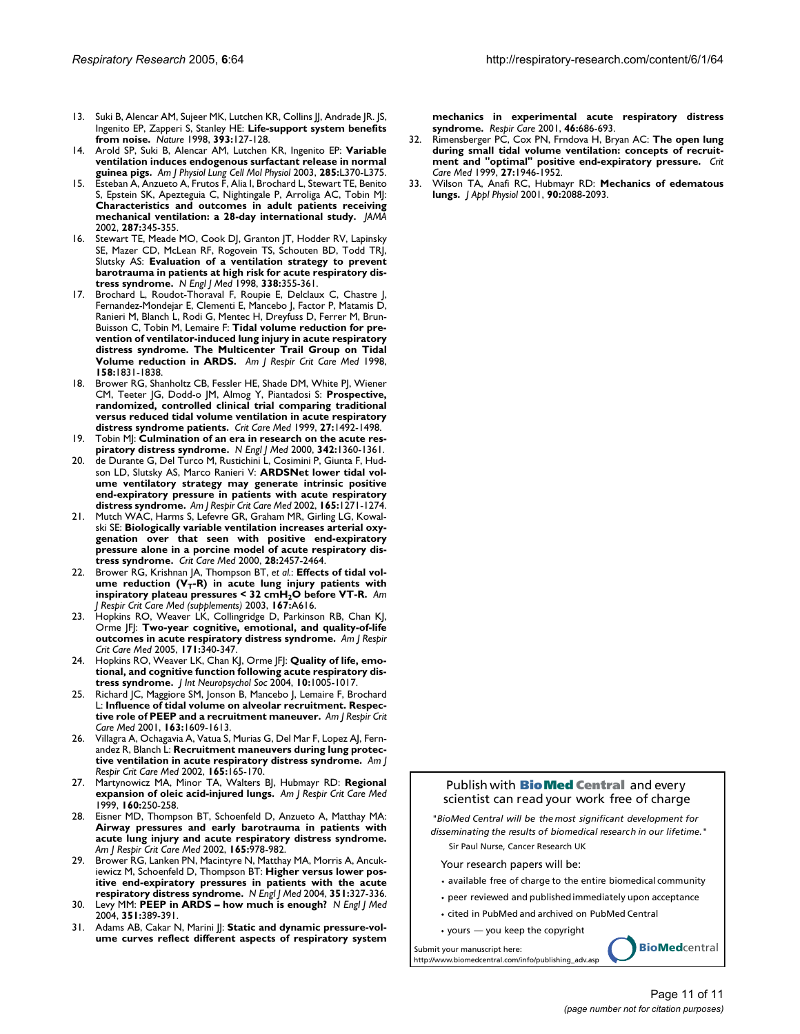13. Suki B, Alencar AM, Sujeer MK, Lutchen KR, Collins JJ, Andrade JR. JS, Ingenito EP, Zapperi S, Stanley HE: **Life-support system benefits from noise.** *Nature* 1998, **393:**127-128.
14. Arold SP, Suki B, Alencar AM, Lutchen KR, Ingenito EP: **Variable ventilation induces endogenous surfactant release in normal guinea pigs.** *Am J Physiol Lung Cell Mol Physiol* 2003, **285:**L370-L375.
15. Esteban A, Anzueto A, Frutos F, Alia I, Brochard L, Stewart TE, Benito S, Epstein SK, Apezteguia C, Nightingale P, Arroliga AC, Tobin MJ: **Characteristics and outcomes in adult patients receiving mechanical ventilation: a 28-day international study.** *JAMA* 2002, **287:**345-355.
16. Stewart TE, Meade MO, Cook DJ, Granton JT, Hodder RV, Lapinsky SE, Mazer CD, McLean RF, Rogovein TS, Schouten BD, Todd TRJ, Slutsky AS: **Evaluation of a ventilation strategy to prevent barotrauma in patients at high risk for acute respiratory distress syndrome.** *N Engl J Med* 1998, **338:**355-361.
17. Brochard L, Roudot-Thoraval F, Roupie E, Delclaux C, Chastre J, Fernandez-Mondejar E, Clementi E, Mancebo J, Factor P, Matamis D, Ranieri M, Blanch L, Rodi G, Mentec H, Dreyfuss D, Ferrer M, Brun-Buisson C, Tobin M, Lemaire F: **Tidal volume reduction for prevention of ventilator-induced lung injury in acute respiratory distress syndrome. The Multicenter Trail Group on Tidal Volume reduction in ARDS.** *Am J Respir Crit Care Med* 1998, **158:**1831-1838.
18. Brower RG, Shanholtz CB, Fessler HE, Shade DM, White PJ, Wiener CM, Teeter JG, Dodd-o JM, Almog Y, Piantadosi S: **Prospective, randomized, controlled clinical trial comparing traditional versus reduced tidal volume ventilation in acute respiratory distress syndrome patients.** *Crit Care Med* 1999, **27:**1492-1498.
19. Tobin MJ: **Culmination of an era in research on the acute respiratory distress syndrome.** *N Engl J Med* 2000, **342:**1360-1361.
20. de Durante G, Del Turco M, Rustichini L, Cosimini P, Giunta F, Hudson LD, Slutsky AS, Marco Ranieri V: **ARDSNet lower tidal volume ventilatory strategy may generate intrinsic positive end-expiratory pressure in patients with acute respiratory distress syndrome.** *Am J Respir Crit Care Med* 2002, **165:**1271-1274.
21. Mutch WAC, Harms S, Lefevre GR, Graham MR, Girling LG, Kowalski SE: **Biologically variable ventilation increases arterial oxygenation over that seen with positive end-expiratory pressure alone in a porcine model of acute respiratory distress syndrome.** *Crit Care Med* 2000, **28:**2457-2464.
22. Brower RG, Krishnan JA, Thompson BT, *et al.*: **Effects of tidal volume reduction ($V_T$-R) in acute lung injury patients with inspiratory plateau pressures < 32 cm$H_2O$ before VT-R.** *Am J Respir Crit Care Med (supplements)* 2003, **167:**A616.
23. Hopkins RO, Weaver LK, Collingridge D, Parkinson RB, Chan KJ, Orme JFJ: **Two-year cognitive, emotional, and quality-of-life outcomes in acute respiratory distress syndrome.** *Am J Respir Crit Care Med* 2005, **171:**340-347.
24. Hopkins RO, Weaver LK, Chan KJ, Orme JFJ: **Quality of life, emotional, and cognitive function following acute respiratory distress syndrome.** *J Int Neuropsychol Soc* 2004, **10:**1005-1017.
25. Richard JC, Maggiore SM, Jonson B, Mancebo J, Lemaire F, Brochard L: **Influence of tidal volume on alveolar recruitment. Respective role of PEEP and a recruitment maneuver.** *Am J Respir Crit Care Med* 2001, **163:**1609-1613.
26. Villagra A, Ochagavia A, Vatua S, Murias G, Del Mar F, Lopez AJ, Fernandez R, Blanch L: **Recruitment maneuvers during lung protective ventilation in acute respiratory distress syndrome.** *Am J Respir Crit Care Med* 2002, **165:**165-170.
27. Martynowicz MA, Minor TA, Walters BJ, Hubmayr RD: **Regional expansion of oleic acid-injured lungs.** *Am J Respir Crit Care Med* 1999, **160:**250-258.
28. Eisner MD, Thompson BT, Schoenfeld D, Anzueto A, Matthay MA: **Airway pressures and early barotrauma in patients with acute lung injury and acute respiratory distress syndrome.** *Am J Respir Crit Care Med* 2002, **165:**978-982.
29. Brower RG, Lanken PN, Macintyre N, Matthay MA, Morris A, Ancukiewicz M, Schoenfeld D, Thompson BT: **Higher versus lower positive end-expiratory pressures in patients with the acute respiratory distress syndrome.** *N Engl J Med* 2004, **351:**327-336.
30. Levy MM: **PEEP in ARDS – how much is enough?** *N Engl J Med* 2004, **351:**389-391.
31. Adams AB, Cakar N, Marini JJ: **Static and dynamic pressure-volume curves reflect different aspects of respiratory system mechanics in experimental acute respiratory distress syndrome.** *Respir Care* 2001, **46:**686-693.
32. Rimensberger PC, Cox PN, Frndova H, Bryan AC: **The open lung during small tidal volume ventilation: concepts of recruitment and "optimal" positive end-expiratory pressure.** *Crit Care Med* 1999, **27:**1946-1952.
33. Wilson TA, Anafi RC, Hubmayr RD: **Mechanics of edematous lungs.** *J Appl Physiol* 2001, **90:**2088-2093.

Publish with **BioMed Central** and every scientist can read your work free of charge

*"BioMed Central will be the most significant development for disseminating the results of biomedical research in our lifetime."*
Sir Paul Nurse, Cancer Research UK

Your research papers will be:

- available free of charge to the entire biomedical community
- peer reviewed and published immediately upon acceptance
- cited in PubMed and archived on PubMed Central
- yours — you keep the copyright

Submit your manuscript here:
http://www.biomedcentral.com/info/publishing_adv.asp

BioMedcentral